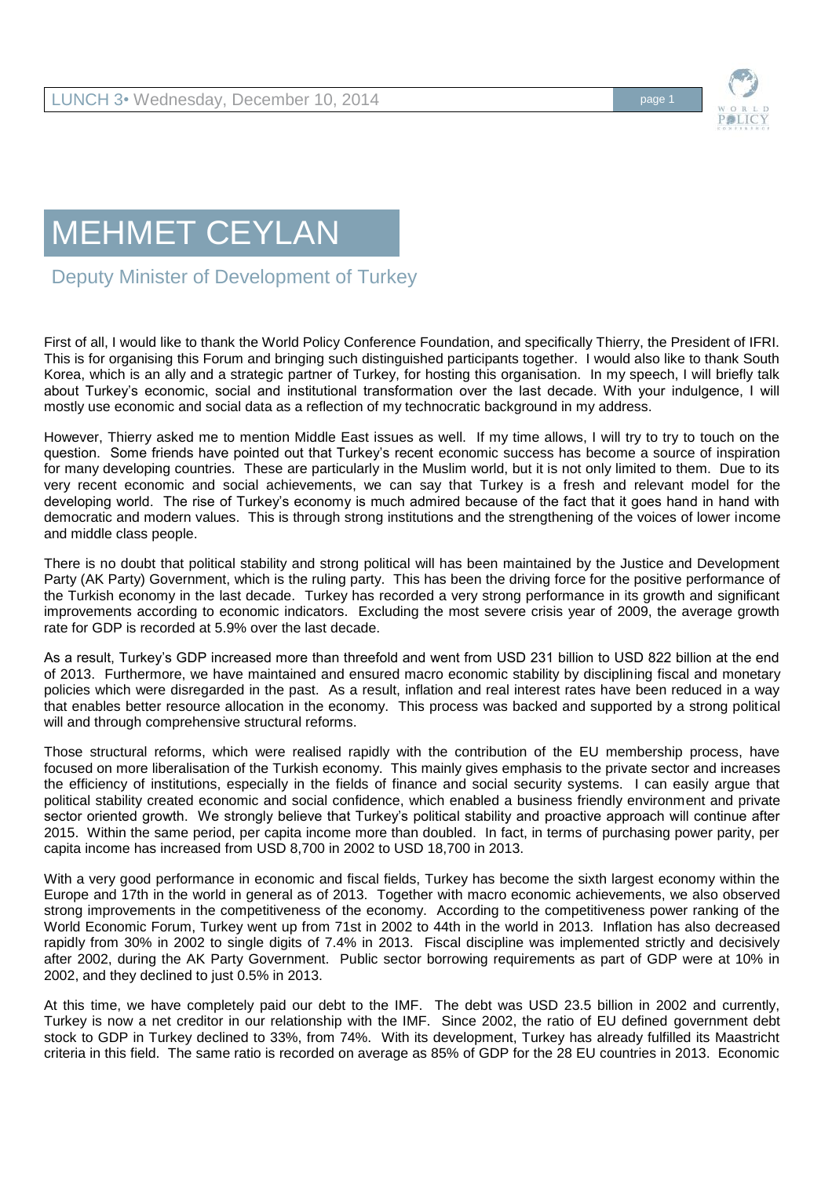# MEHMET CEYLAN

## Deputy Minister of Development of Turkey

First of all, I would like to thank the World Policy Conference Foundation, and specifically Thierry, the President of IFRI. This is for organising this Forum and bringing such distinguished participants together. I would also like to thank South Korea, which is an ally and a strategic partner of Turkey, for hosting this organisation. In my speech, I will briefly talk about Turkey's economic, social and institutional transformation over the last decade. With your indulgence, I will mostly use economic and social data as a reflection of my technocratic background in my address.

However, Thierry asked me to mention Middle East issues as well. If my time allows, I will try to try to touch on the question. Some friends have pointed out that Turkey's recent economic success has become a source of inspiration for many developing countries. These are particularly in the Muslim world, but it is not only limited to them. Due to its very recent economic and social achievements, we can say that Turkey is a fresh and relevant model for the developing world. The rise of Turkey's economy is much admired because of the fact that it goes hand in hand with democratic and modern values. This is through strong institutions and the strengthening of the voices of lower income and middle class people.

There is no doubt that political stability and strong political will has been maintained by the Justice and Development Party (AK Party) Government, which is the ruling party. This has been the driving force for the positive performance of the Turkish economy in the last decade. Turkey has recorded a very strong performance in its growth and significant improvements according to economic indicators. Excluding the most severe crisis year of 2009, the average growth rate for GDP is recorded at 5.9% over the last decade.

As a result, Turkey's GDP increased more than threefold and went from USD 231 billion to USD 822 billion at the end of 2013. Furthermore, we have maintained and ensured macro economic stability by disciplining fiscal and monetary policies which were disregarded in the past. As a result, inflation and real interest rates have been reduced in a way that enables better resource allocation in the economy. This process was backed and supported by a strong political will and through comprehensive structural reforms.

Those structural reforms, which were realised rapidly with the contribution of the EU membership process, have focused on more liberalisation of the Turkish economy. This mainly gives emphasis to the private sector and increases the efficiency of institutions, especially in the fields of finance and social security systems. I can easily argue that political stability created economic and social confidence, which enabled a business friendly environment and private sector oriented growth. We strongly believe that Turkey's political stability and proactive approach will continue after 2015. Within the same period, per capita income more than doubled. In fact, in terms of purchasing power parity, per capita income has increased from USD 8,700 in 2002 to USD 18,700 in 2013.

With a very good performance in economic and fiscal fields, Turkey has become the sixth largest economy within the Europe and 17th in the world in general as of 2013. Together with macro economic achievements, we also observed strong improvements in the competitiveness of the economy. According to the competitiveness power ranking of the World Economic Forum, Turkey went up from 71st in 2002 to 44th in the world in 2013. Inflation has also decreased rapidly from 30% in 2002 to single digits of 7.4% in 2013. Fiscal discipline was implemented strictly and decisively after 2002, during the AK Party Government. Public sector borrowing requirements as part of GDP were at 10% in 2002, and they declined to just 0.5% in 2013.

At this time, we have completely paid our debt to the IMF. The debt was USD 23.5 billion in 2002 and currently, Turkey is now a net creditor in our relationship with the IMF. Since 2002, the ratio of EU defined government debt stock to GDP in Turkey declined to 33%, from 74%. With its development, Turkey has already fulfilled its Maastricht criteria in this field. The same ratio is recorded on average as 85% of GDP for the 28 EU countries in 2013. Economic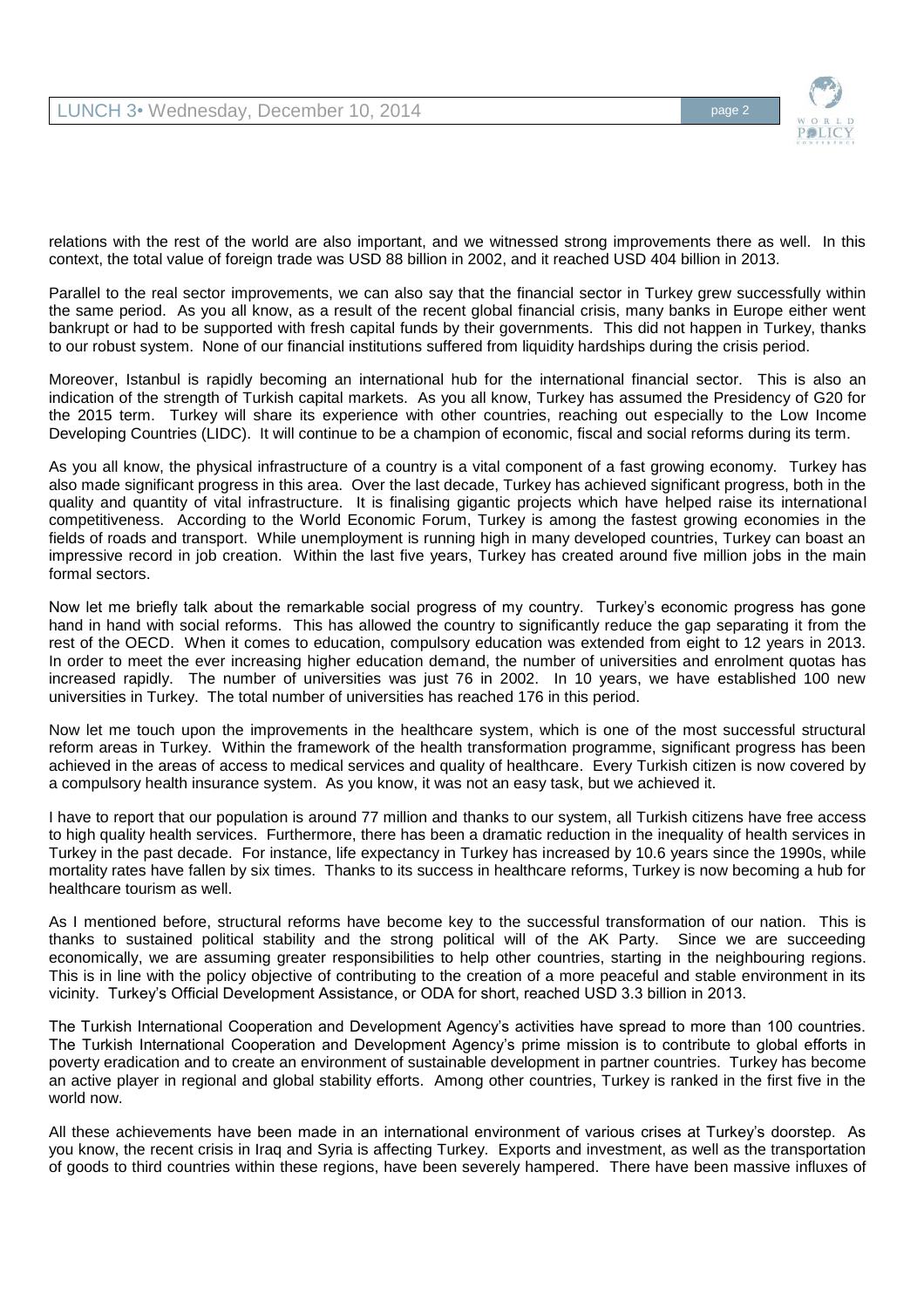relations with the rest of the world are also important, and we witnessed strong improvements there as well. In this context, the total value of foreign trade was USD 88 billion in 2002, and it reached USD 404 billion in 2013.

Parallel to the real sector improvements, we can also say that the financial sector in Turkey grew successfully within the same period. As you all know, as a result of the recent global financial crisis, many banks in Europe either went bankrupt or had to be supported with fresh capital funds by their governments. This did not happen in Turkey, thanks to our robust system. None of our financial institutions suffered from liquidity hardships during the crisis period.

Moreover, Istanbul is rapidly becoming an international hub for the international financial sector. This is also an indication of the strength of Turkish capital markets. As you all know, Turkey has assumed the Presidency of G20 for the 2015 term. Turkey will share its experience with other countries, reaching out especially to the Low Income Developing Countries (LIDC). It will continue to be a champion of economic, fiscal and social reforms during its term.

As you all know, the physical infrastructure of a country is a vital component of a fast growing economy. Turkey has also made significant progress in this area. Over the last decade, Turkey has achieved significant progress, both in the quality and quantity of vital infrastructure. It is finalising gigantic projects which have helped raise its international competitiveness. According to the World Economic Forum, Turkey is among the fastest growing economies in the fields of roads and transport. While unemployment is running high in many developed countries, Turkey can boast an impressive record in job creation. Within the last five years, Turkey has created around five million jobs in the main formal sectors.

Now let me briefly talk about the remarkable social progress of my country. Turkey's economic progress has gone hand in hand with social reforms. This has allowed the country to significantly reduce the gap separating it from the rest of the OECD. When it comes to education, compulsory education was extended from eight to 12 years in 2013. In order to meet the ever increasing higher education demand, the number of universities and enrolment quotas has increased rapidly. The number of universities was just 76 in 2002. In 10 years, we have established 100 new universities in Turkey. The total number of universities has reached 176 in this period.

Now let me touch upon the improvements in the healthcare system, which is one of the most successful structural reform areas in Turkey. Within the framework of the health transformation programme, significant progress has been achieved in the areas of access to medical services and quality of healthcare. Every Turkish citizen is now covered by a compulsory health insurance system. As you know, it was not an easy task, but we achieved it.

I have to report that our population is around 77 million and thanks to our system, all Turkish citizens have free access to high quality health services. Furthermore, there has been a dramatic reduction in the inequality of health services in Turkey in the past decade. For instance, life expectancy in Turkey has increased by 10.6 years since the 1990s, while mortality rates have fallen by six times. Thanks to its success in healthcare reforms, Turkey is now becoming a hub for healthcare tourism as well.

As I mentioned before, structural reforms have become key to the successful transformation of our nation. This is thanks to sustained political stability and the strong political will of the AK Party. Since we are succeeding economically, we are assuming greater responsibilities to help other countries, starting in the neighbouring regions. This is in line with the policy objective of contributing to the creation of a more peaceful and stable environment in its vicinity. Turkey's Official Development Assistance, or ODA for short, reached USD 3.3 billion in 2013.

The Turkish International Cooperation and Development Agency's activities have spread to more than 100 countries. The Turkish International Cooperation and Development Agency's prime mission is to contribute to global efforts in poverty eradication and to create an environment of sustainable development in partner countries. Turkey has become an active player in regional and global stability efforts. Among other countries, Turkey is ranked in the first five in the world now.

All these achievements have been made in an international environment of various crises at Turkey's doorstep. As you know, the recent crisis in Iraq and Syria is affecting Turkey. Exports and investment, as well as the transportation of goods to third countries within these regions, have been severely hampered. There have been massive influxes of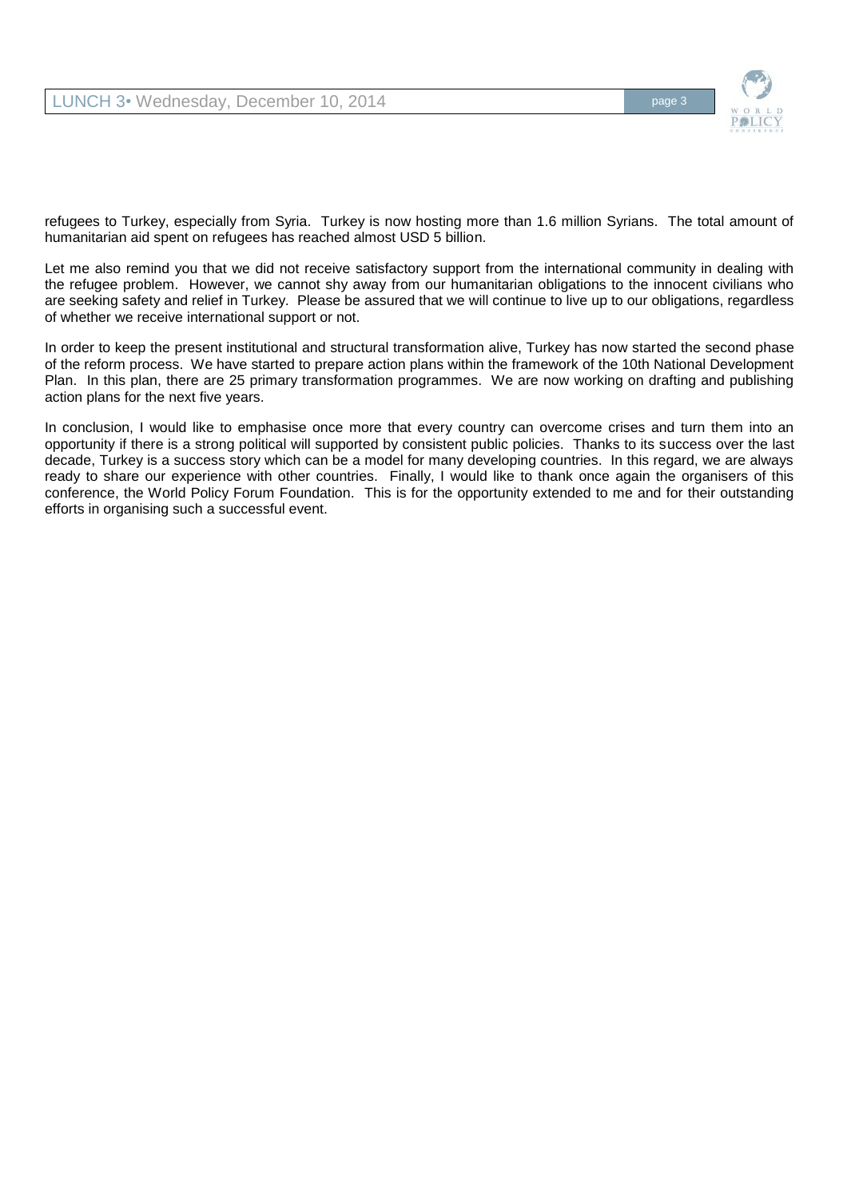refugees to Turkey, especially from Syria. Turkey is now hosting more than 1.6 million Syrians. The total amount of humanitarian aid spent on refugees has reached almost USD 5 billion.

Let me also remind you that we did not receive satisfactory support from the international community in dealing with the refugee problem. However, we cannot shy away from our humanitarian obligations to the innocent civilians who are seeking safety and relief in Turkey. Please be assured that we will continue to live up to our obligations, regardless of whether we receive international support or not.

In order to keep the present institutional and structural transformation alive, Turkey has now started the second phase of the reform process. We have started to prepare action plans within the framework of the 10th National Development Plan. In this plan, there are 25 primary transformation programmes. We are now working on drafting and publishing action plans for the next five years.

In conclusion, I would like to emphasise once more that every country can overcome crises and turn them into an opportunity if there is a strong political will supported by consistent public policies. Thanks to its success over the last decade, Turkey is a success story which can be a model for many developing countries. In this regard, we are always ready to share our experience with other countries. Finally, I would like to thank once again the organisers of this conference, the World Policy Forum Foundation. This is for the opportunity extended to me and for their outstanding efforts in organising such a successful event.